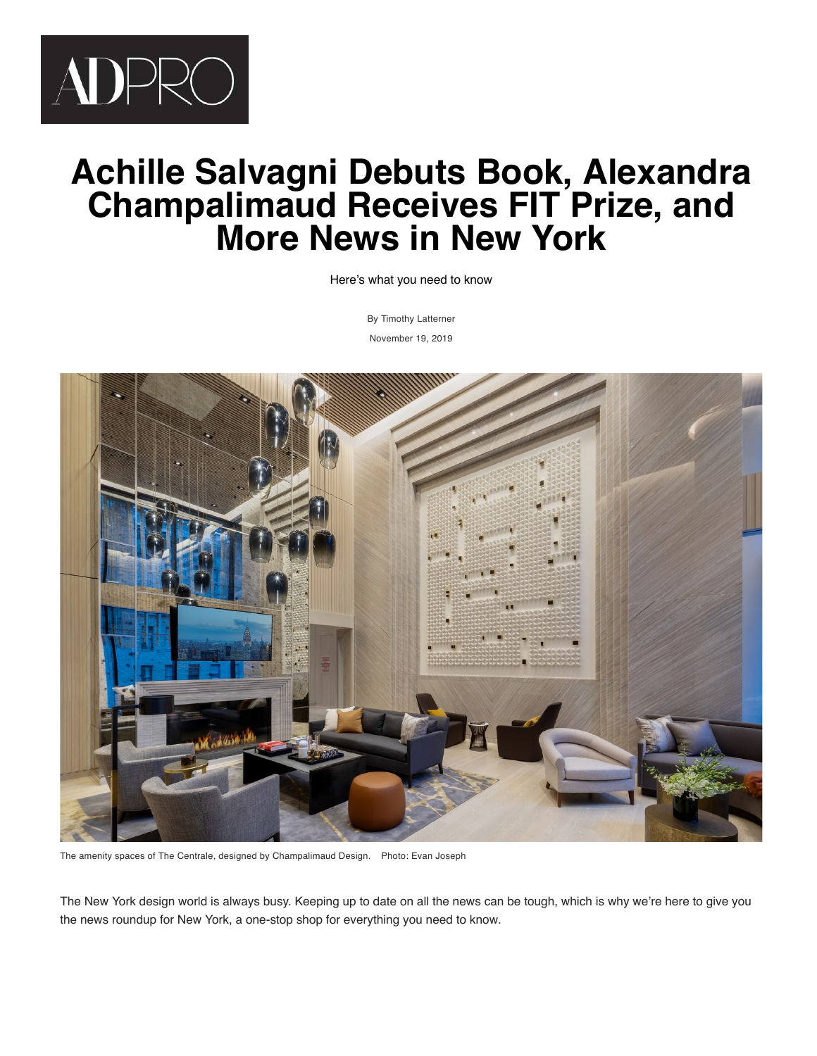ADPRO

# Achille Salvagni Debuts Book, Alexandra Champalimaud Receives FIT Prize, and More News in New York

Here's what you need to know

By Timothy Latterner

November 19, 2019

The amenity spaces of The Centrale, designed by Champalimaud Design. Photo: Evan Joseph

The New York design world is always busy. Keeping up to date on all the news can be tough, which is why we're here to give you the news roundup for New York, a one-stop shop for everything you need to know.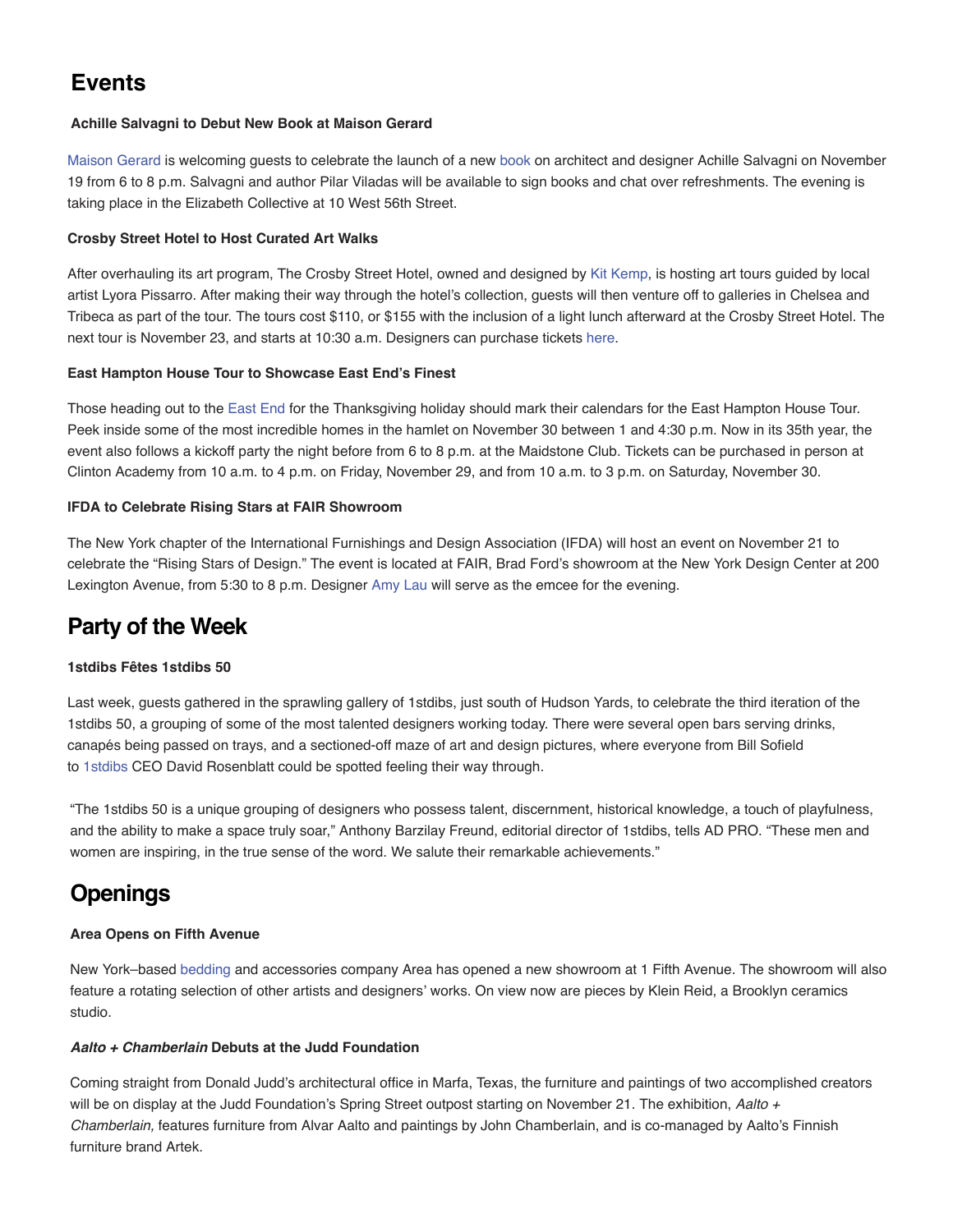## Events

#### Achille Salvagni to Debut New Book at Maison Gerard

Maison Gerard is welcoming guests to celebrate the launch of a new book on architect and designer Achille Salvagni on November 19 from 6 to 8 p.m. Salvagni and author Pilar Viladas will be available to sign books and chat over refreshments. The evening is taking place in the Elizabeth Collective at 10 West 56th Street.

#### Crosby Street Hotel to Host Curated Art Walks

After overhauling its art program, The Crosby Street Hotel, owned and designed by Kit Kemp, is hosting art tours guided by local artist Lyora Pissarro. After making their way through the hotel's collection, guests will then venture off to galleries in Chelsea and Tribeca as part of the tour. The tours cost $110, or $155 with the inclusion of a light lunch afterward at the Crosby Street Hotel. The next tour is November 23, and starts at 10:30 a.m. Designers can purchase tickets here.

#### East Hampton House Tour to Showcase East End's Finest

Those heading out to the East End for the Thanksgiving holiday should mark their calendars for the East Hampton House Tour. Peek inside some of the most incredible homes in the hamlet on November 30 between 1 and 4:30 p.m. Now in its 35th year, the event also follows a kickoff party the night before from 6 to 8 p.m. at the Maidstone Club. Tickets can be purchased in person at Clinton Academy from 10 a.m. to 4 p.m. on Friday, November 29, and from 10 a.m. to 3 p.m. on Saturday, November 30.

#### IFDA to Celebrate Rising Stars at FAIR Showroom

The New York chapter of the International Furnishings and Design Association (IFDA) will host an event on November 21 to celebrate the "Rising Stars of Design." The event is located at FAIR, Brad Ford's showroom at the New York Design Center at 200 Lexington Avenue, from 5:30 to 8 p.m. Designer Amy Lau will serve as the emcee for the evening.

## Party of the Week

#### 1stdibs Fêtes 1stdibs 50

Last week, guests gathered in the sprawling gallery of 1stdibs, just south of Hudson Yards, to celebrate the third iteration of the 1stdibs 50, a grouping of some of the most talented designers working today. There were several open bars serving drinks, canapés being passed on trays, and a sectioned-off maze of art and design pictures, where everyone from Bill Sofield to 1stdibs CEO David Rosenblatt could be spotted feeling their way through.

"The 1stdibs 50 is a unique grouping of designers who possess talent, discernment, historical knowledge, a touch of playfulness, and the ability to make a space truly soar," Anthony Barzilay Freund, editorial director of 1stdibs, tells AD PRO. "These men and women are inspiring, in the true sense of the word. We salute their remarkable achievements."

## Openings

#### Area Opens on Fifth Avenue

New York–based bedding and accessories company Area has opened a new showroom at 1 Fifth Avenue. The showroom will also feature a rotating selection of other artists and designers' works. On view now are pieces by Klein Reid, a Brooklyn ceramics studio.

#### *Aalto + Chamberlain* Debuts at the Judd Foundation

Coming straight from Donald Judd's architectural office in Marfa, Texas, the furniture and paintings of two accomplished creators will be on display at the Judd Foundation's Spring Street outpost starting on November 21. The exhibition, *Aalto + Chamberlain,* features furniture from Alvar Aalto and paintings by John Chamberlain, and is co-managed by Aalto's Finnish furniture brand Artek.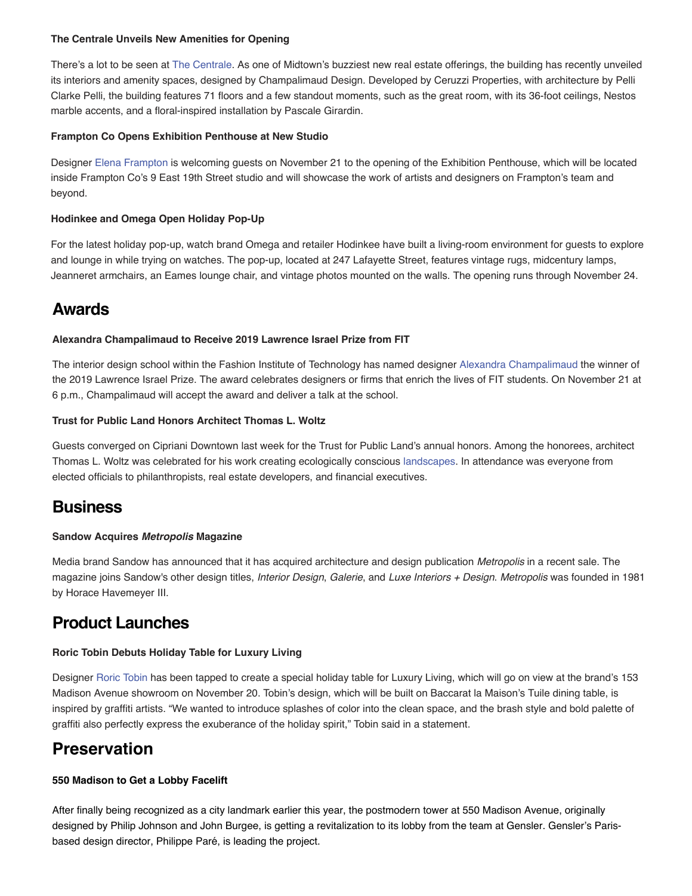#### The Centrale Unveils New Amenities for Opening

There's a lot to be seen at The Centrale. As one of Midtown's buzziest new real estate offerings, the building has recently unveiled its interiors and amenity spaces, designed by Champalimaud Design. Developed by Ceruzzi Properties, with architecture by Pelli Clarke Pelli, the building features 71 floors and a few standout moments, such as the great room, with its 36-foot ceilings, Nestos marble accents, and a floral-inspired installation by Pascale Girardin.

#### Frampton Co Opens Exhibition Penthouse at New Studio

Designer Elena Frampton is welcoming guests on November 21 to the opening of the Exhibition Penthouse, which will be located inside Frampton Co's 9 East 19th Street studio and will showcase the work of artists and designers on Frampton's team and beyond.

#### Hodinkee and Omega Open Holiday Pop-Up

For the latest holiday pop-up, watch brand Omega and retailer Hodinkee have built a living-room environment for guests to explore and lounge in while trying on watches. The pop-up, located at 247 Lafayette Street, features vintage rugs, midcentury lamps, Jeanneret armchairs, an Eames lounge chair, and vintage photos mounted on the walls. The opening runs through November 24.

## Awards

#### Alexandra Champalimaud to Receive 2019 Lawrence Israel Prize from FIT

The interior design school within the Fashion Institute of Technology has named designer Alexandra Champalimaud the winner of the 2019 Lawrence Israel Prize. The award celebrates designers or firms that enrich the lives of FIT students. On November 21 at 6 p.m., Champalimaud will accept the award and deliver a talk at the school.

#### Trust for Public Land Honors Architect Thomas L. Woltz

Guests converged on Cipriani Downtown last week for the Trust for Public Land's annual honors. Among the honorees, architect Thomas L. Woltz was celebrated for his work creating ecologically conscious landscapes. In attendance was everyone from elected officials to philanthropists, real estate developers, and financial executives.

## Business

#### Sandow Acquires *Metropolis* Magazine

Media brand Sandow has announced that it has acquired architecture and design publication *Metropolis* in a recent sale. The magazine joins Sandow's other design titles, *Interior Design*, *Galerie*, and *Luxe Interiors + Design*. *Metropolis* was founded in 1981 by Horace Havemeyer III.

## Product Launches

#### Roric Tobin Debuts Holiday Table for Luxury Living

Designer Roric Tobin has been tapped to create a special holiday table for Luxury Living, which will go on view at the brand's 153 Madison Avenue showroom on November 20. Tobin's design, which will be built on Baccarat la Maison's Tuile dining table, is inspired by graffiti artists. "We wanted to introduce splashes of color into the clean space, and the brash style and bold palette of graffiti also perfectly express the exuberance of the holiday spirit," Tobin said in a statement.

## Preservation

#### 550 Madison to Get a Lobby Facelift

After finally being recognized as a city landmark earlier this year, the postmodern tower at 550 Madison Avenue, originally designed by Philip Johnson and John Burgee, is getting a revitalization to its lobby from the team at Gensler. Gensler's Paris-based design director, Philippe Paré, is leading the project.